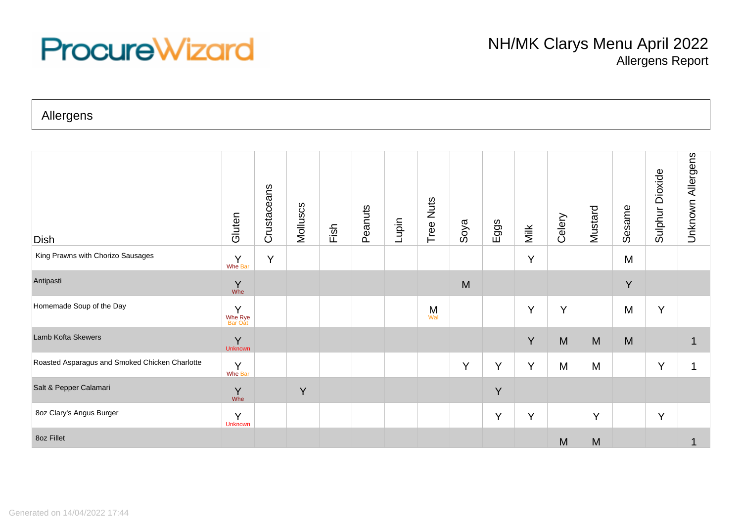ProcureWizard

# NH/MK Clarys Menu April 2022

## Allergens Report

### Allergens

| Dish | Gluten | Crustaceans | Molluscs | Fish | Peanuts | Lupin | Tree Nuts | Soya | Eggs | Milk | Celery | Mustard | Sesame | Sulphur Dioxide | Unknown Allergens |
|---|---|---|---|---|---|---|---|---|---|---|---|---|---|---|---|
| King Prawns with Chorizo Sausages | Y Whe Bar | Y | | | | | | | | Y | | | M | | |
| Antipasti | Y Whe | | | | | | | M | | | | | Y | | |
| Homemade Soup of the Day | Y Whe Rye Bar Oat | | | | | | M Wal | | | Y | Y | | M | Y | |
| Lamb Kofta Skewers | Y Unknown | | | | | | | | | Y | M | M | M | | 1 |
| Roasted Asparagus and Smoked Chicken Charlotte | Y Whe Bar | | | | | | | Y | Y | Y | M | M | | Y | 1 |
| Salt & Pepper Calamari | Y Whe | | Y | | | | | | Y | | | | | | |
| 8oz Clary's Angus Burger | Y Unknown | | | | | | | | Y | Y | | Y | | Y | |
| 8oz Fillet | | | | | | | | | | | M | M | | | 1 |

Generated on 14/04/2022 17:44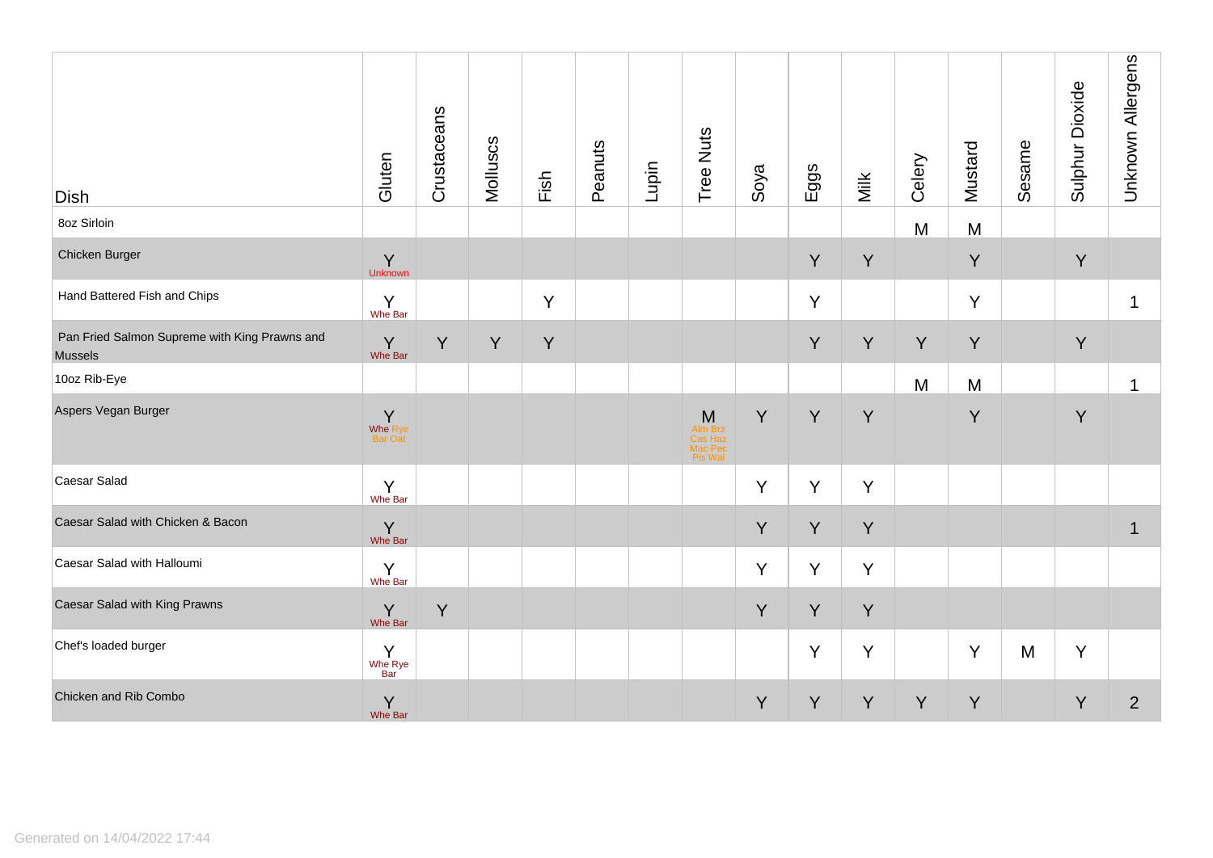| Dish | Gluten | Crustaceans | Molluscs | Fish | Peanuts | Lupin | Tree Nuts | Soya | Eggs | Milk | Celery | Mustard | Sesame | Sulphur Dioxide | Unknown Allergens |
|---|---|---|---|---|---|---|---|---|---|---|---|---|---|---|---|
| 8oz Sirloin | | | | | | | | | | | M | M | | | |
| Chicken Burger | Y Unknown | | | | | | | | Y | Y | | Y | | Y | |
| Hand Battered Fish and Chips | Y Whe Bar | | | Y | | | | | Y | | | Y | | | 1 |
| Pan Fried Salmon Supreme with King Prawns and Mussels | Y Whe Bar | Y | Y | Y | | | | | Y | Y | Y | Y | | Y | |
| 10oz Rib-Eye | | | | | | | | | | | M | M | | | 1 |
| Aspers Vegan Burger | Y Whe Rye Bar Oat | | | | | | M Alm Brz Cas Haz Mac Pec Pis Wal | Y | Y | Y | | Y | | Y | |
| Caesar Salad | Y Whe Bar | | | | | | | Y | Y | Y | | | | | |
| Caesar Salad with Chicken & Bacon | Y Whe Bar | | | | | | | Y | Y | Y | | | | | 1 |
| Caesar Salad with Halloumi | Y Whe Bar | | | | | | | Y | Y | Y | | | | | |
| Caesar Salad with King Prawns | Y Whe Bar | Y | | | | | | Y | Y | Y | | | | | |
| Chef's loaded burger | Y Whe Rye Bar | | | | | | | | Y | Y | | Y | M | Y | |
| Chicken and Rib Combo | Y Whe Bar | | | | | | | Y | Y | Y | Y | Y | | Y | 2 |

Generated on 14/04/2022 17:44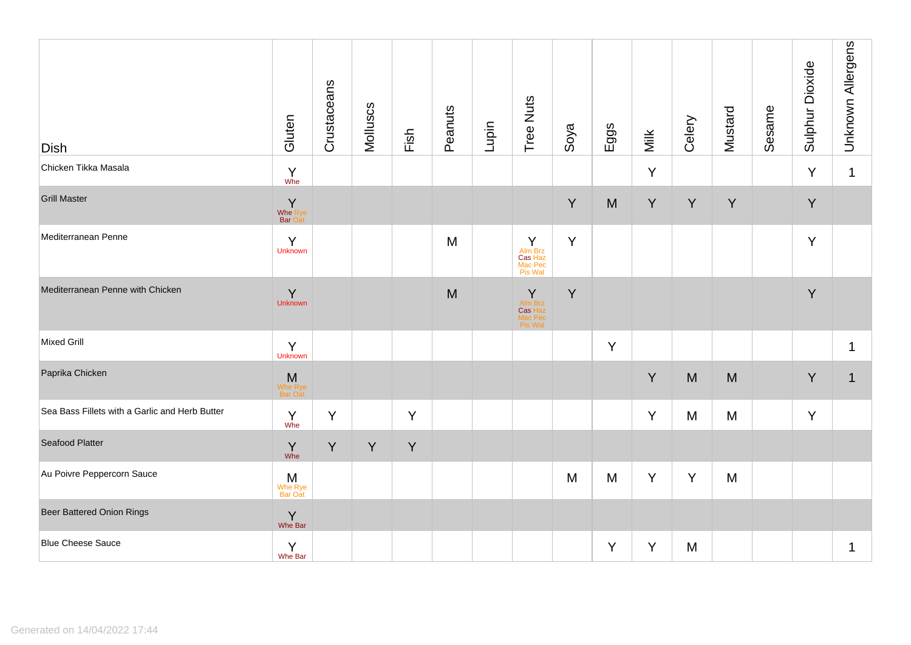| Dish | Gluten | Crustaceans | Molluscs | Fish | Peanuts | Lupin | Tree Nuts | Soya | Eggs | Milk | Celery | Mustard | Sesame | Sulphur Dioxide | Unknown Allergens |
|---|---|---|---|---|---|---|---|---|---|---|---|---|---|---|---|
| Chicken Tikka Masala | Y Whe | | | | | | | | | Y | | | | Y | 1 |
| Grill Master | Y Whe Rye Bar Oat | | | | | | | Y | M | Y | Y | Y | | Y | |
| Mediterranean Penne | Y Unknown | | | | M | | Y Alm Brz Cas Haz Mac Pec Pis Wal | Y | | | | | | Y | |
| Mediterranean Penne with Chicken | Y Unknown | | | | M | | Y Alm Brz Cas Haz Mac Pec Pis Wal | Y | | | | | | Y | |
| Mixed Grill | Y Unknown | | | | | | | | Y | | | | | | 1 |
| Paprika Chicken | M Whe Rye Bar Oat | | | | | | | | | Y | M | M | | Y | 1 |
| Sea Bass Fillets with a Garlic and Herb Butter | Y Whe | Y | | Y | | | | | | Y | M | M | | Y | |
| Seafood Platter | Y Whe | Y | Y | Y | | | | | | | | | | | |
| Au Poivre Peppercorn Sauce | M Whe Rye Bar Oat | | | | | | | M | M | Y | Y | M | | | |
| Beer Battered Onion Rings | Y Whe Bar | | | | | | | | | | | | | | |
| Blue Cheese Sauce | Y Whe Bar | | | | | | | | Y | Y | M | | | | 1 |

Generated on 14/04/2022 17:44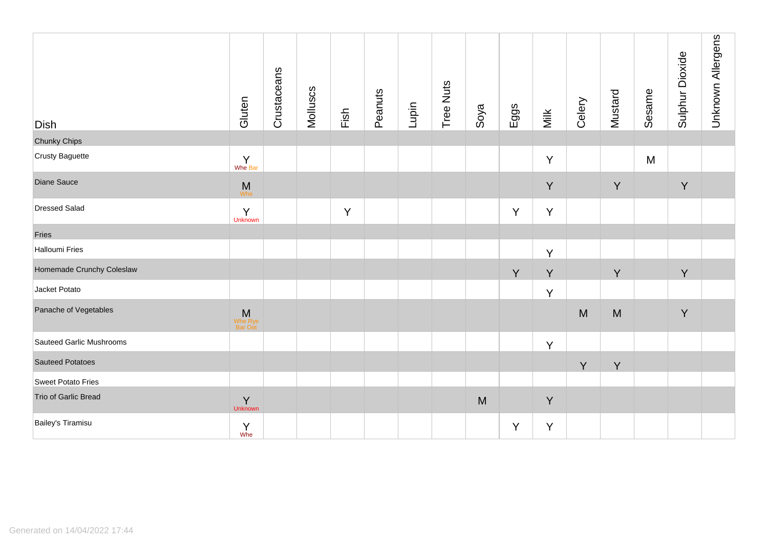| Dish | Gluten | Crustaceans | Molluscs | Fish | Peanuts | Lupin | Tree Nuts | Soya | Eggs | Milk | Celery | Mustard | Sesame | Sulphur Dioxide | Unknown Allergens |
|---|---|---|---|---|---|---|---|---|---|---|---|---|---|---|---|
| Chunky Chips | | | | | | | | | | | | | | | |
| Crusty Baguette | Y Whe Bar | | | | | | | | | Y | | | M | | |
| Diane Sauce | M Whe | | | | | | | | | Y | | Y | | Y | |
| Dressed Salad | Y Unknown | | | Y | | | | | Y | Y | | | | | |
| Fries | | | | | | | | | | | | | | | |
| Halloumi Fries | | | | | | | | | | Y | | | | | |
| Homemade Crunchy Coleslaw | | | | | | | | | Y | Y | | Y | | Y | |
| Jacket Potato | | | | | | | | | | Y | | | | | |
| Panache of Vegetables | M Whe Rye Bar Oat | | | | | | | | | | M | M | | Y | |
| Sauteed Garlic Mushrooms | | | | | | | | | | Y | | | | | |
| Sauteed Potatoes | | | | | | | | | | | Y | Y | | | |
| Sweet Potato Fries | | | | | | | | | | | | | | | |
| Trio of Garlic Bread | Y Unknown | | | | | | | M | | Y | | | | | |
| Bailey's Tiramisu | Y Whe | | | | | | | | Y | Y | | | | | |

Generated on 14/04/2022 17:44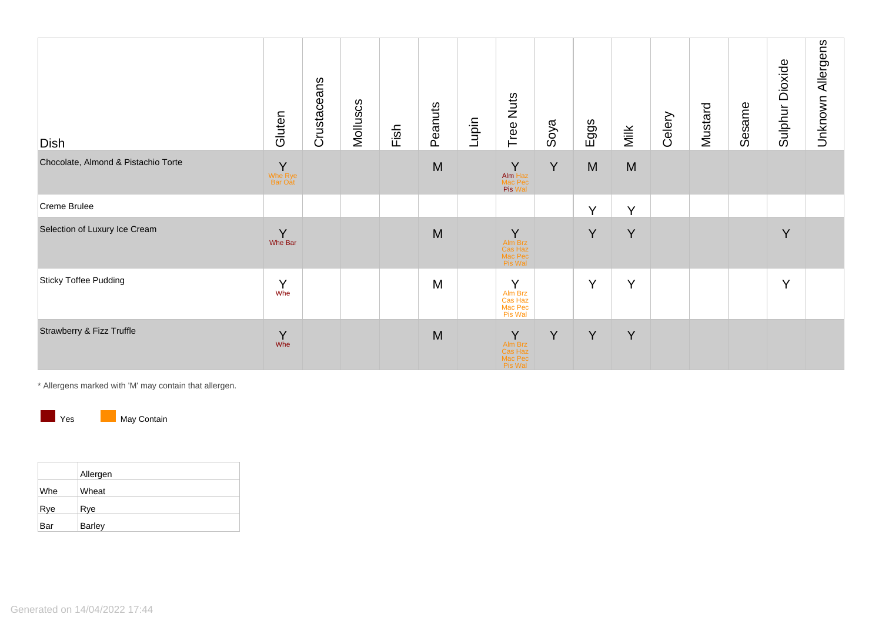| Dish | Gluten | Crustaceans | Molluscs | Fish | Peanuts | Lupin | Tree Nuts | Soya | Eggs | Milk | Celery | Mustard | Sesame | Sulphur Dioxide | Unknown Allergens |
|---|---|---|---|---|---|---|---|---|---|---|---|---|---|---|---|
| Chocolate, Almond & Pistachio Torte | Y Whe Rye Bar Oat | | | | M | | Y Alm Haz Mac Pec Pis Wal | Y | M | M | | | | | |
| Creme Brulee | | | | | | | | | Y | Y | | | | | |
| Selection of Luxury Ice Cream | Y Whe Bar | | | | M | | Y Alm Brz Cas Haz Mac Pec Pis Wal | | Y | Y | | | | Y | |
| Sticky Toffee Pudding | Y Whe | | | | M | | Y Alm Brz Cas Haz Mac Pec Pis Wal | | Y | Y | | | | Y | |
| Strawberry & Fizz Truffle | Y Whe | | | | M | | Y Alm Brz Cas Haz Mac Pec Pis Wal | Y | Y | Y | | | | | |

* Allergens marked with 'M' may contain that allergen.

Yes    May Contain

| | Allergen |
|---|---|
| Whe | Wheat |
| Rye | Rye |
| Bar | Barley |

Generated on 14/04/2022 17:44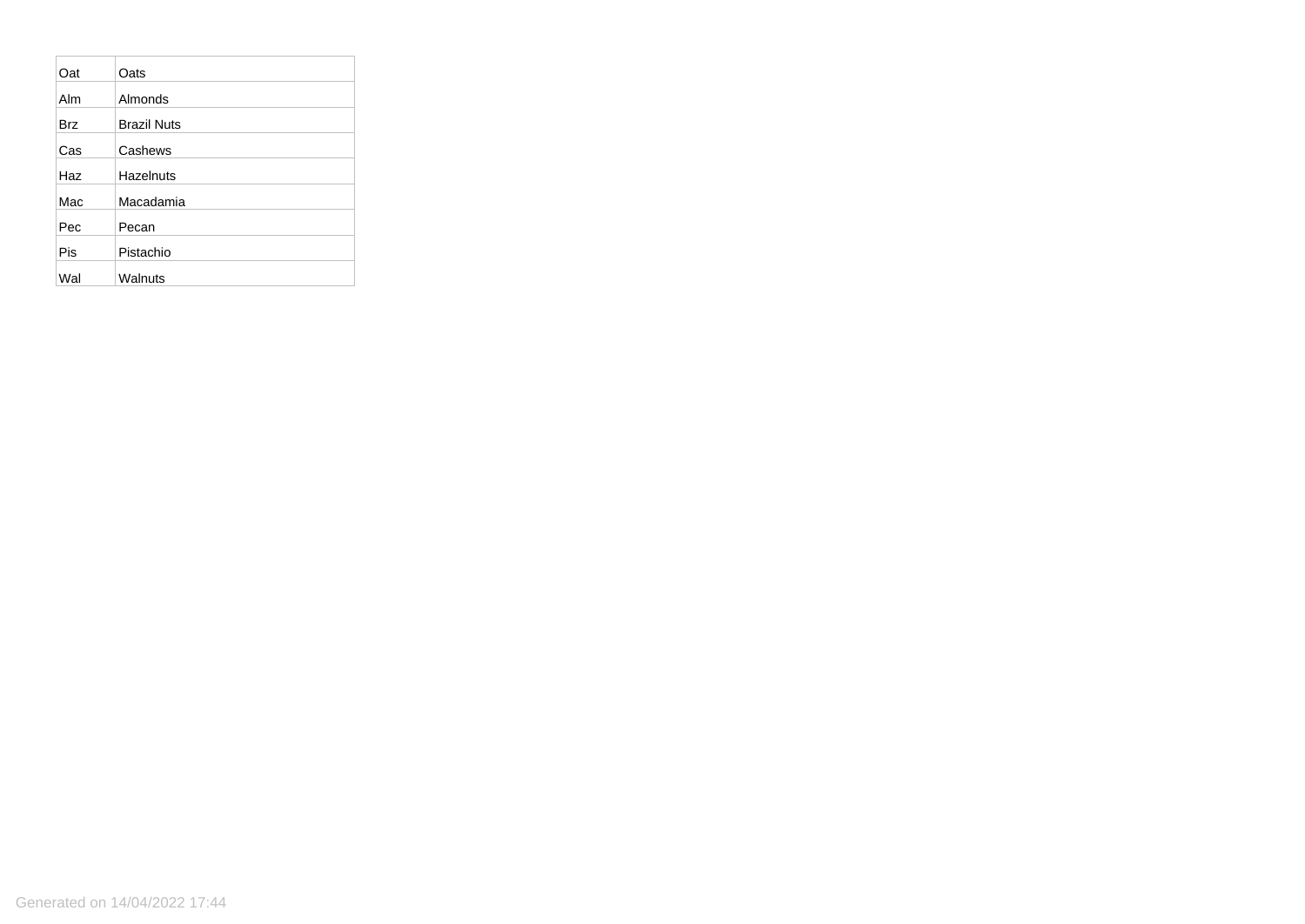| | |
|---|---|
| Oat | Oats |
| Alm | Almonds |
| Brz | Brazil Nuts |
| Cas | Cashews |
| Haz | Hazelnuts |
| Mac | Macadamia |
| Pec | Pecan |
| Pis | Pistachio |
| Wal | Walnuts |